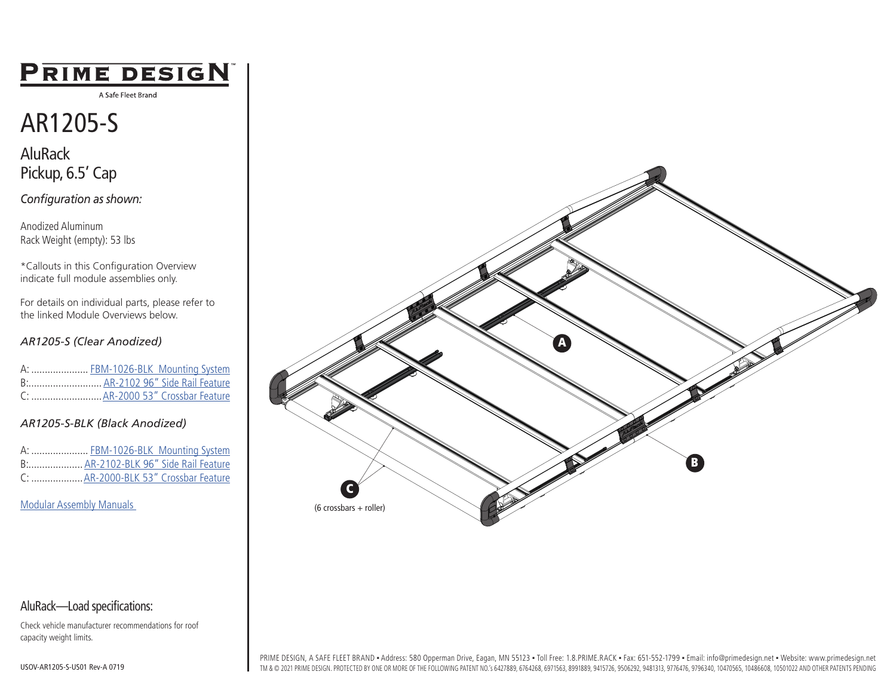# PRIME DESIGN

A Safe Fleet Brand

# AR1205-S

## AluRack
## Pickup, 6.5' Cap

*Configuration as shown:*

Anodized Aluminum
Rack Weight (empty): 53 lbs

*Callouts in this Configuration Overview indicate full module assemblies only.

For details on individual parts, please refer to the linked Module Overviews below.

*AR1205-S (Clear Anodized)*

A: ..................... FBM-1026-BLK Mounting System
B:........................... AR-2102 96" Side Rail Feature
C: .......................... AR-2000 53" Crossbar Feature

*AR1205-S-BLK (Black Anodized)*

A: ..................... FBM-1026-BLK Mounting System
B:.................... AR-2102-BLK 96" Side Rail Feature
C: ................... AR-2000-BLK 53" Crossbar Feature

Modular Assembly Manuals

A

B

C

(6 crossbars + roller)

## AluRack—Load specifications:

Check vehicle manufacturer recommendations for roof capacity weight limits.

USOV-AR1205-S-US01 Rev-A 0719

PRIME DESIGN, A SAFE FLEET BRAND • Address: 580 Opperman Drive, Eagan, MN 55123 • Toll Free: 1.8.PRIME.RACK • Fax: 651-552-1799 • Email: info@primedesign.net • Website: www.primedesign.net
TM & © 2021 PRIME DESIGN. PROTECTED BY ONE OR MORE OF THE FOLLOWING PATENT NO.'s 6427889, 6764268, 6971563, 8991889, 9415726, 9506292, 9481313, 9776476, 9796340, 10470565, 10486608, 10501022 AND OTHER PATENTS PENDING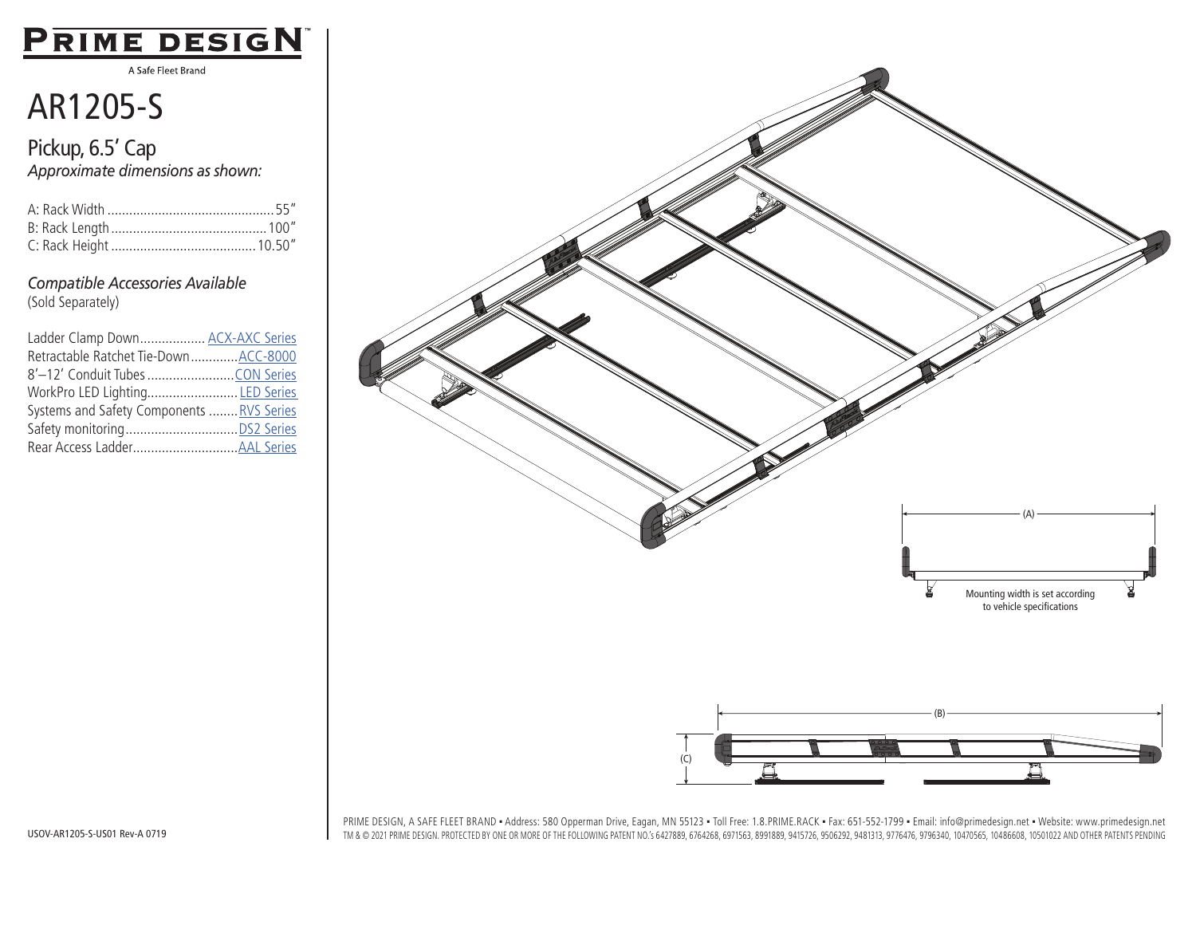# PRIME DESIGN™

A Safe Fleet Brand

# AR1205-S

## Pickup, 6.5' Cap

*Approximate dimensions as shown:*

A: Rack Width ............................................. 55"
B: Rack Length ........................................... 100"
C: Rack Height ........................................ 10.50"

### *Compatible Accessories Available*

(Sold Separately)

Ladder Clamp Down.................. ACX-AXC Series
Retractable Ratchet Tie-Down.............ACC-8000
8'–12' Conduit Tubes ........................CON Series
WorkPro LED Lighting......................... LED Series
Systems and Safety Components ........RVS Series
Safety monitoring...............................DS2 Series
Rear Access Ladder.............................AAL Series

(A)

Mounting width is set according to vehicle specifications

(B)

(C)

USOV-AR1205-S-US01 Rev-A 0719

PRIME DESIGN, A SAFE FLEET BRAND ▪ Address: 580 Opperman Drive, Eagan, MN 55123 ▪ Toll Free: 1.8.PRIME.RACK ▪ Fax: 651-552-1799 ▪ Email: info@primedesign.net ▪ Website: www.primedesign.net

TM & © 2021 PRIME DESIGN. PROTECTED BY ONE OR MORE OF THE FOLLOWING PATENT NO.'s 6427889, 6764268, 6971563, 8991889, 9415726, 9506292, 9481313, 9776476, 9796340, 10470565, 10486608, 10501022 AND OTHER PATENTS PENDING